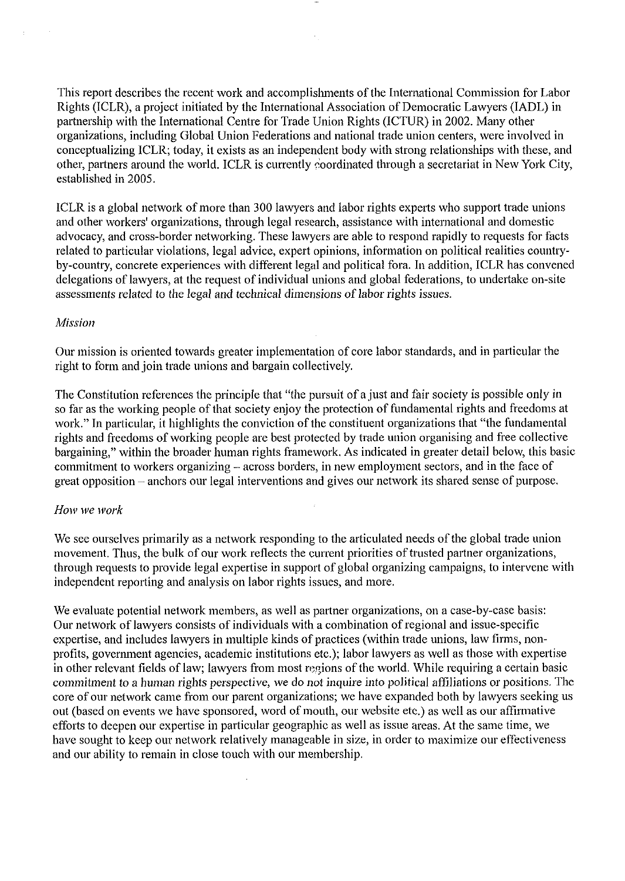This report describes the recent work and accomplishments of the International Commission for Labor Rights (ICLR), a project initiated by the International Association of Democratic Lawyers (IADL) in partnership with the International Centre for Trade Union Rights (ICTUR) in 2002. Many other organizations, including Global Union Federations and national trade union centers, were involved in conceptualizing ICLR; today, it exists as an independent body with strong relationships with these, and other, partners around the world. ICLR is currently coordinated through a secretariat in New York City, established in 2005.

ICLR is a global network of more than 300 lawyers and labor rights experts who support trade unions and other workers' organizations, through legal research, assistance with international and domestic advocacy, and cross-border networking. These lawyers are able to respond rapidly to requests for facts related to particular violations, legal advice, expert opinions, information on political realities country-by-country, concrete experiences with different legal and political fora. In addition, ICLR has convened delegations of lawyers, at the request of individual unions and global federations, to undertake on-site assessments related to the legal and technical dimensions of labor rights issues.

*Mission*

Our mission is oriented towards greater implementation of core labor standards, and in particular the right to form and join trade unions and bargain collectively.

The Constitution references the principle that "the pursuit of a just and fair society is possible only in so far as the working people of that society enjoy the protection of fundamental rights and freedoms at work." In particular, it highlights the conviction of the constituent organizations that "the fundamental rights and freedoms of working people are best protected by trade union organising and free collective bargaining," within the broader human rights framework. As indicated in greater detail below, this basic commitment to workers organizing – across borders, in new employment sectors, and in the face of great opposition – anchors our legal interventions and gives our network its shared sense of purpose.

*How we work*

We see ourselves primarily as a network responding to the articulated needs of the global trade union movement. Thus, the bulk of our work reflects the current priorities of trusted partner organizations, through requests to provide legal expertise in support of global organizing campaigns, to intervene with independent reporting and analysis on labor rights issues, and more.

We evaluate potential network members, as well as partner organizations, on a case-by-case basis: Our network of lawyers consists of individuals with a combination of regional and issue-specific expertise, and includes lawyers in multiple kinds of practices (within trade unions, law firms, non-profits, government agencies, academic institutions etc.); labor lawyers as well as those with expertise in other relevant fields of law; lawyers from most regions of the world. While requiring a certain basic commitment to a human rights perspective, we do not inquire into political affiliations or positions. The core of our network came from our parent organizations; we have expanded both by lawyers seeking us out (based on events we have sponsored, word of mouth, our website etc.) as well as our affirmative efforts to deepen our expertise in particular geographic as well as issue areas. At the same time, we have sought to keep our network relatively manageable in size, in order to maximize our effectiveness and our ability to remain in close touch with our membership.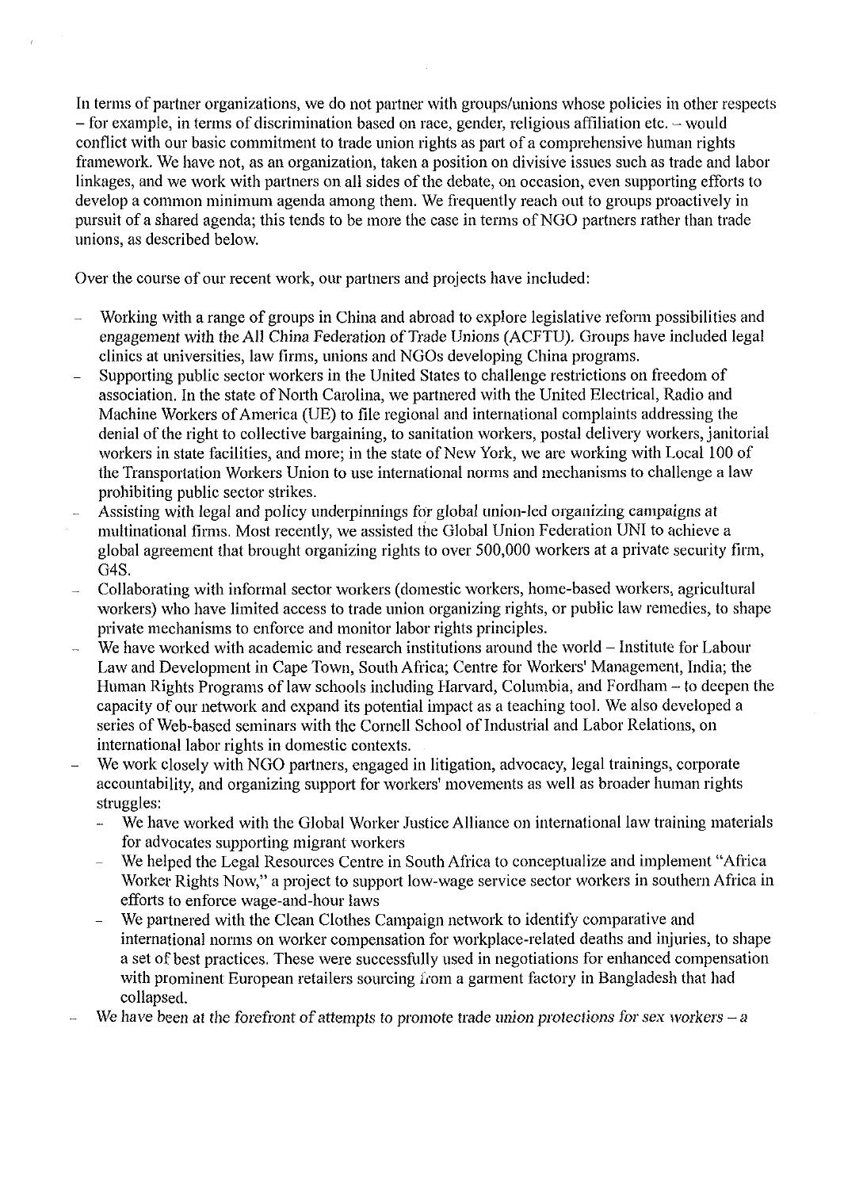In terms of partner organizations, we do not partner with groups/unions whose policies in other respects – for example, in terms of discrimination based on race, gender, religious affiliation etc. – would conflict with our basic commitment to trade union rights as part of a comprehensive human rights framework. We have not, as an organization, taken a position on divisive issues such as trade and labor linkages, and we work with partners on all sides of the debate, on occasion, even supporting efforts to develop a common minimum agenda among them. We frequently reach out to groups proactively in pursuit of a shared agenda; this tends to be more the case in terms of NGO partners rather than trade unions, as described below.

Over the course of our recent work, our partners and projects have included:

- Working with a range of groups in China and abroad to explore legislative reform possibilities and engagement with the All China Federation of Trade Unions (ACFTU). Groups have included legal clinics at universities, law firms, unions and NGOs developing China programs.
- Supporting public sector workers in the United States to challenge restrictions on freedom of association. In the state of North Carolina, we partnered with the United Electrical, Radio and Machine Workers of America (UE) to file regional and international complaints addressing the denial of the right to collective bargaining, to sanitation workers, postal delivery workers, janitorial workers in state facilities, and more; in the state of New York, we are working with Local 100 of the Transportation Workers Union to use international norms and mechanisms to challenge a law prohibiting public sector strikes.
- Assisting with legal and policy underpinnings for global union-led organizing campaigns at multinational firms. Most recently, we assisted the Global Union Federation UNI to achieve a global agreement that brought organizing rights to over 500,000 workers at a private security firm, G4S.
- Collaborating with informal sector workers (domestic workers, home-based workers, agricultural workers) who have limited access to trade union organizing rights, or public law remedies, to shape private mechanisms to enforce and monitor labor rights principles.
- We have worked with academic and research institutions around the world – Institute for Labour Law and Development in Cape Town, South Africa; Centre for Workers' Management, India; the Human Rights Programs of law schools including Harvard, Columbia, and Fordham – to deepen the capacity of our network and expand its potential impact as a teaching tool. We also developed a series of Web-based seminars with the Cornell School of Industrial and Labor Relations, on international labor rights in domestic contexts.
- We work closely with NGO partners, engaged in litigation, advocacy, legal trainings, corporate accountability, and organizing support for workers' movements as well as broader human rights struggles:
  - We have worked with the Global Worker Justice Alliance on international law training materials for advocates supporting migrant workers
  - We helped the Legal Resources Centre in South Africa to conceptualize and implement "Africa Worker Rights Now," a project to support low-wage service sector workers in southern Africa in efforts to enforce wage-and-hour laws
  - We partnered with the Clean Clothes Campaign network to identify comparative and international norms on worker compensation for workplace-related deaths and injuries, to shape a set of best practices. These were successfully used in negotiations for enhanced compensation with prominent European retailers sourcing from a garment factory in Bangladesh that had collapsed.
- We have been at the forefront of attempts to promote trade union protections for sex workers – a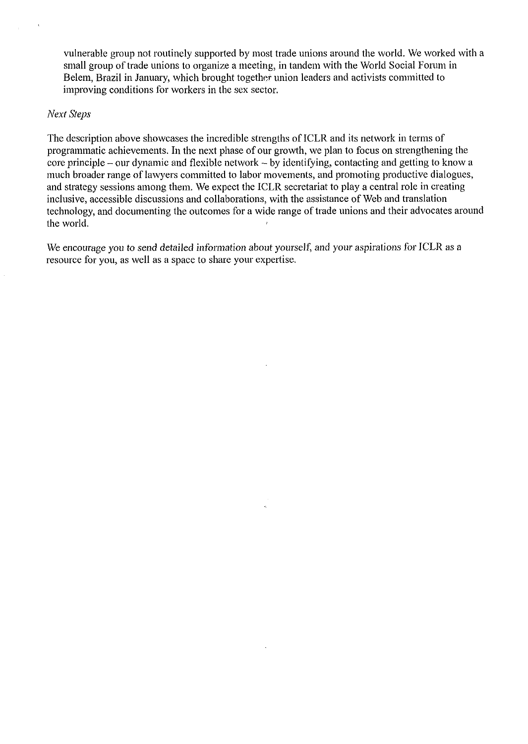vulnerable group not routinely supported by most trade unions around the world. We worked with a small group of trade unions to organize a meeting, in tandem with the World Social Forum in Belem, Brazil in January, which brought together union leaders and activists committed to improving conditions for workers in the sex sector.

*Next Steps*

The description above showcases the incredible strengths of ICLR and its network in terms of programmatic achievements. In the next phase of our growth, we plan to focus on strengthening the core principle – our dynamic and flexible network – by identifying, contacting and getting to know a much broader range of lawyers committed to labor movements, and promoting productive dialogues, and strategy sessions among them. We expect the ICLR secretariat to play a central role in creating inclusive, accessible discussions and collaborations, with the assistance of Web and translation technology, and documenting the outcomes for a wide range of trade unions and their advocates around the world.

We encourage you to send detailed information about yourself, and your aspirations for ICLR as a resource for you, as well as a space to share your expertise.